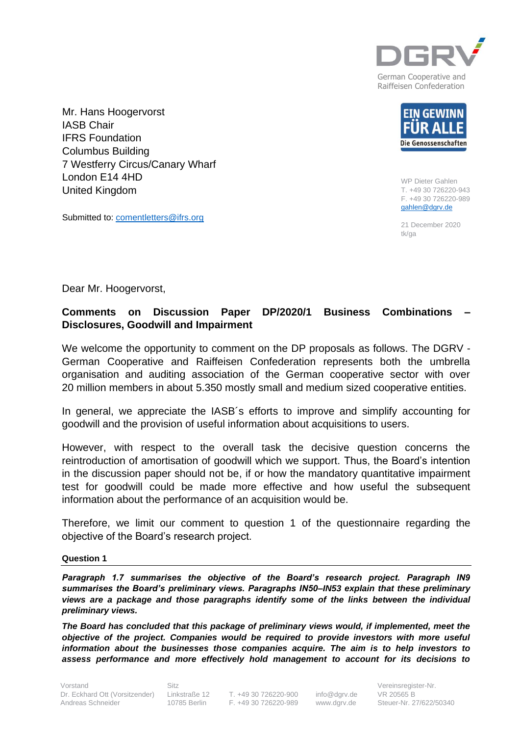DGRV

German Cooperative and Raiffeisen Confederation

EIN GEWINN FÜR ALLE

Die Genossenschaften

Mr. Hans Hoogervorst
IASB Chair
IFRS Foundation
Columbus Building
7 Westferry Circus/Canary Wharf
London E14 4HD
United Kingdom

Submitted to: comentletters@ifrs.org

WP Dieter Gahlen
T. +49 30 726220-943
F. +49 30 726220-989
gahlen@dgrv.de

21 December 2020
tk/ga

Dear Mr. Hoogervorst,

**Comments on Discussion Paper DP/2020/1 Business Combinations – Disclosures, Goodwill and Impairment**

We welcome the opportunity to comment on the DP proposals as follows. The DGRV - German Cooperative and Raiffeisen Confederation represents both the umbrella organisation and auditing association of the German cooperative sector with over 20 million members in about 5.350 mostly small and medium sized cooperative entities.

In general, we appreciate the IASB´s efforts to improve and simplify accounting for goodwill and the provision of useful information about acquisitions to users.

However, with respect to the overall task the decisive question concerns the reintroduction of amortisation of goodwill which we support. Thus, the Board's intention in the discussion paper should not be, if or how the mandatory quantitative impairment test for goodwill could be made more effective and how useful the subsequent information about the performance of an acquisition would be.

Therefore, we limit our comment to question 1 of the questionnaire regarding the objective of the Board's research project.

**Question 1**

***Paragraph 1.7 summarises the objective of the Board's research project. Paragraph IN9 summarises the Board's preliminary views. Paragraphs IN50–IN53 explain that these preliminary views are a package and those paragraphs identify some of the links between the individual preliminary views.***

***The Board has concluded that this package of preliminary views would, if implemented, meet the objective of the project. Companies would be required to provide investors with more useful information about the businesses those companies acquire. The aim is to help investors to assess performance and more effectively hold management to account for its decisions to***

Vorstand
Dr. Eckhard Ott (Vorsitzender)
Andreas Schneider

Sitz
Linkstraße 12
10785 Berlin

T. +49 30 726220-900
F. +49 30 726220-989

info@dgrv.de
www.dgrv.de

Vereinsregister-Nr.
VR 20565 B
Steuer-Nr. 27/622/50340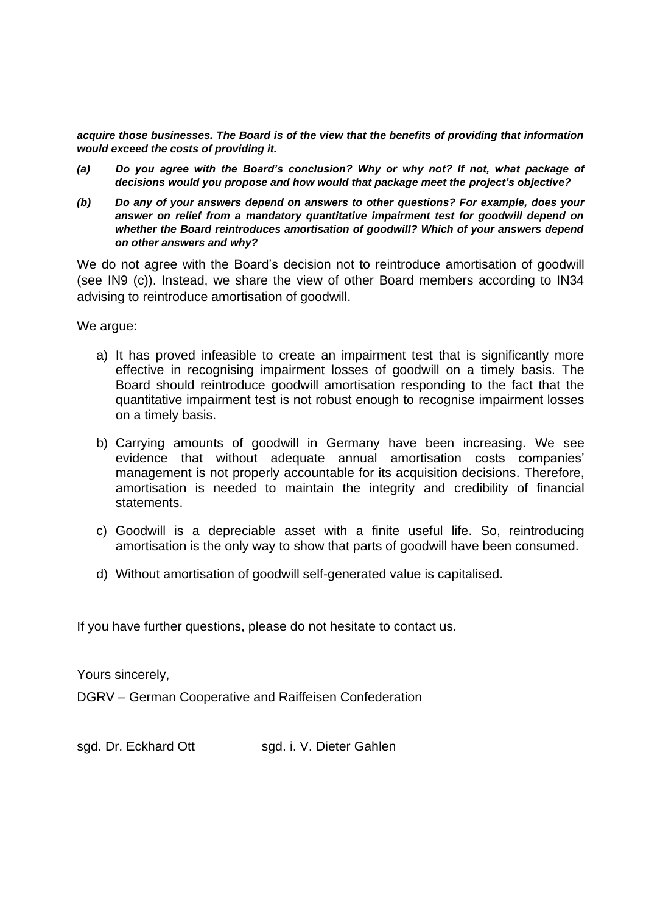***acquire those businesses. The Board is of the view that the benefits of providing that information would exceed the costs of providing it.***

***(a) Do you agree with the Board's conclusion? Why or why not? If not, what package of decisions would you propose and how would that package meet the project's objective?***

***(b) Do any of your answers depend on answers to other questions? For example, does your answer on relief from a mandatory quantitative impairment test for goodwill depend on whether the Board reintroduces amortisation of goodwill? Which of your answers depend on other answers and why?***

We do not agree with the Board's decision not to reintroduce amortisation of goodwill (see IN9 (c)). Instead, we share the view of other Board members according to IN34 advising to reintroduce amortisation of goodwill.

We argue:

a) It has proved infeasible to create an impairment test that is significantly more effective in recognising impairment losses of goodwill on a timely basis. The Board should reintroduce goodwill amortisation responding to the fact that the quantitative impairment test is not robust enough to recognise impairment losses on a timely basis.

b) Carrying amounts of goodwill in Germany have been increasing. We see evidence that without adequate annual amortisation costs companies' management is not properly accountable for its acquisition decisions. Therefore, amortisation is needed to maintain the integrity and credibility of financial statements.

c) Goodwill is a depreciable asset with a finite useful life. So, reintroducing amortisation is the only way to show that parts of goodwill have been consumed.

d) Without amortisation of goodwill self-generated value is capitalised.

If you have further questions, please do not hesitate to contact us.

Yours sincerely,

DGRV – German Cooperative and Raiffeisen Confederation

sgd. Dr. Eckhard Ott sgd. i. V. Dieter Gahlen